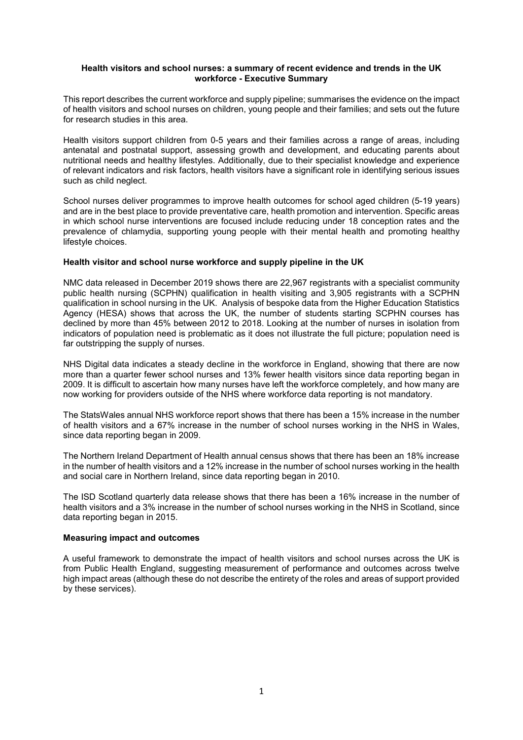# Health visitors and school nurses: a summary of recent evidence and trends in the UK workforce - Executive Summary

This report describes the current workforce and supply pipeline; summarises the evidence on the impact of health visitors and school nurses on children, young people and their families; and sets out the future for research studies in this area.

Health visitors support children from 0-5 years and their families across a range of areas, including antenatal and postnatal support, assessing growth and development, and educating parents about nutritional needs and healthy lifestyles. Additionally, due to their specialist knowledge and experience of relevant indicators and risk factors, health visitors have a significant role in identifying serious issues such as child neglect.

School nurses deliver programmes to improve health outcomes for school aged children (5-19 years) and are in the best place to provide preventative care, health promotion and intervention. Specific areas in which school nurse interventions are focused include reducing under 18 conception rates and the prevalence of chlamydia, supporting young people with their mental health and promoting healthy lifestyle choices.

## Health visitor and school nurse workforce and supply pipeline in the UK

NMC data released in December 2019 shows there are 22,967 registrants with a specialist community public health nursing (SCPHN) qualification in health visiting and 3,905 registrants with a SCPHN qualification in school nursing in the UK. Analysis of bespoke data from the Higher Education Statistics Agency (HESA) shows that across the UK, the number of students starting SCPHN courses has declined by more than 45% between 2012 to 2018. Looking at the number of nurses in isolation from indicators of population need is problematic as it does not illustrate the full picture; population need is far outstripping the supply of nurses.

NHS Digital data indicates a steady decline in the workforce in England, showing that there are now more than a quarter fewer school nurses and 13% fewer health visitors since data reporting began in 2009. It is difficult to ascertain how many nurses have left the workforce completely, and how many are now working for providers outside of the NHS where workforce data reporting is not mandatory.

The StatsWales annual NHS workforce report shows that there has been a 15% increase in the number of health visitors and a 67% increase in the number of school nurses working in the NHS in Wales, since data reporting began in 2009.

The Northern Ireland Department of Health annual census shows that there has been an 18% increase in the number of health visitors and a 12% increase in the number of school nurses working in the health and social care in Northern Ireland, since data reporting began in 2010.

The ISD Scotland quarterly data release shows that there has been a 16% increase in the number of health visitors and a 3% increase in the number of school nurses working in the NHS in Scotland, since data reporting began in 2015.

## Measuring impact and outcomes

A useful framework to demonstrate the impact of health visitors and school nurses across the UK is from Public Health England, suggesting measurement of performance and outcomes across twelve high impact areas (although these do not describe the entirety of the roles and areas of support provided by these services).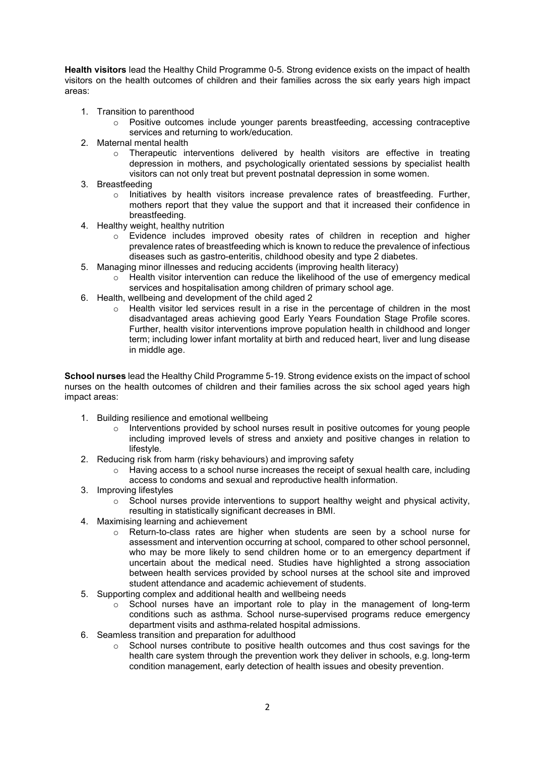**Health visitors** lead the Healthy Child Programme 0-5. Strong evidence exists on the impact of health visitors on the health outcomes of children and their families across the six early years high impact areas:

1. Transition to parenthood
   - Positive outcomes include younger parents breastfeeding, accessing contraceptive services and returning to work/education.
2. Maternal mental health
   - Therapeutic interventions delivered by health visitors are effective in treating depression in mothers, and psychologically orientated sessions by specialist health visitors can not only treat but prevent postnatal depression in some women.
3. Breastfeeding
   - Initiatives by health visitors increase prevalence rates of breastfeeding. Further, mothers report that they value the support and that it increased their confidence in breastfeeding.
4. Healthy weight, healthy nutrition
   - Evidence includes improved obesity rates of children in reception and higher prevalence rates of breastfeeding which is known to reduce the prevalence of infectious diseases such as gastro-enteritis, childhood obesity and type 2 diabetes.
5. Managing minor illnesses and reducing accidents (improving health literacy)
   - Health visitor intervention can reduce the likelihood of the use of emergency medical services and hospitalisation among children of primary school age.
6. Health, wellbeing and development of the child aged 2
   - Health visitor led services result in a rise in the percentage of children in the most disadvantaged areas achieving good Early Years Foundation Stage Profile scores. Further, health visitor interventions improve population health in childhood and longer term; including lower infant mortality at birth and reduced heart, liver and lung disease in middle age.

**School nurses** lead the Healthy Child Programme 5-19. Strong evidence exists on the impact of school nurses on the health outcomes of children and their families across the six school aged years high impact areas:

1. Building resilience and emotional wellbeing
   - Interventions provided by school nurses result in positive outcomes for young people including improved levels of stress and anxiety and positive changes in relation to lifestyle.
2. Reducing risk from harm (risky behaviours) and improving safety
   - Having access to a school nurse increases the receipt of sexual health care, including access to condoms and sexual and reproductive health information.
3. Improving lifestyles
   - School nurses provide interventions to support healthy weight and physical activity, resulting in statistically significant decreases in BMI.
4. Maximising learning and achievement
   - Return-to-class rates are higher when students are seen by a school nurse for assessment and intervention occurring at school, compared to other school personnel, who may be more likely to send children home or to an emergency department if uncertain about the medical need. Studies have highlighted a strong association between health services provided by school nurses at the school site and improved student attendance and academic achievement of students.
5. Supporting complex and additional health and wellbeing needs
   - School nurses have an important role to play in the management of long-term conditions such as asthma. School nurse-supervised programs reduce emergency department visits and asthma-related hospital admissions.
6. Seamless transition and preparation for adulthood
   - School nurses contribute to positive health outcomes and thus cost savings for the health care system through the prevention work they deliver in schools, e.g. long-term condition management, early detection of health issues and obesity prevention.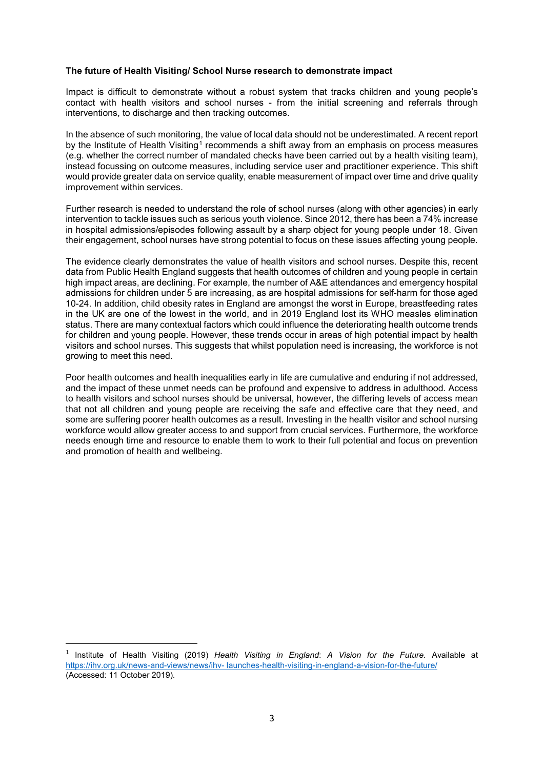**The future of Health Visiting/ School Nurse research to demonstrate impact**

Impact is difficult to demonstrate without a robust system that tracks children and young people's contact with health visitors and school nurses - from the initial screening and referrals through interventions, to discharge and then tracking outcomes.

In the absence of such monitoring, the value of local data should not be underestimated. A recent report by the Institute of Health Visiting[1] recommends a shift away from an emphasis on process measures (e.g. whether the correct number of mandated checks have been carried out by a health visiting team), instead focussing on outcome measures, including service user and practitioner experience. This shift would provide greater data on service quality, enable measurement of impact over time and drive quality improvement within services.

Further research is needed to understand the role of school nurses (along with other agencies) in early intervention to tackle issues such as serious youth violence. Since 2012, there has been a 74% increase in hospital admissions/episodes following assault by a sharp object for young people under 18. Given their engagement, school nurses have strong potential to focus on these issues affecting young people.

The evidence clearly demonstrates the value of health visitors and school nurses. Despite this, recent data from Public Health England suggests that health outcomes of children and young people in certain high impact areas, are declining. For example, the number of A&E attendances and emergency hospital admissions for children under 5 are increasing, as are hospital admissions for self-harm for those aged 10-24. In addition, child obesity rates in England are amongst the worst in Europe, breastfeeding rates in the UK are one of the lowest in the world, and in 2019 England lost its WHO measles elimination status. There are many contextual factors which could influence the deteriorating health outcome trends for children and young people. However, these trends occur in areas of high potential impact by health visitors and school nurses. This suggests that whilst population need is increasing, the workforce is not growing to meet this need.

Poor health outcomes and health inequalities early in life are cumulative and enduring if not addressed, and the impact of these unmet needs can be profound and expensive to address in adulthood. Access to health visitors and school nurses should be universal, however, the differing levels of access mean that not all children and young people are receiving the safe and effective care that they need, and some are suffering poorer health outcomes as a result. Investing in the health visitor and school nursing workforce would allow greater access to and support from crucial services. Furthermore, the workforce needs enough time and resource to enable them to work to their full potential and focus on prevention and promotion of health and wellbeing.

---

[1] Institute of Health Visiting (2019) *Health Visiting in England*: *A Vision for the Future*. Available at https://ihv.org.uk/news-and-views/news/ihv- launches-health-visiting-in-england-a-vision-for-the-future/ (Accessed: 11 October 2019).